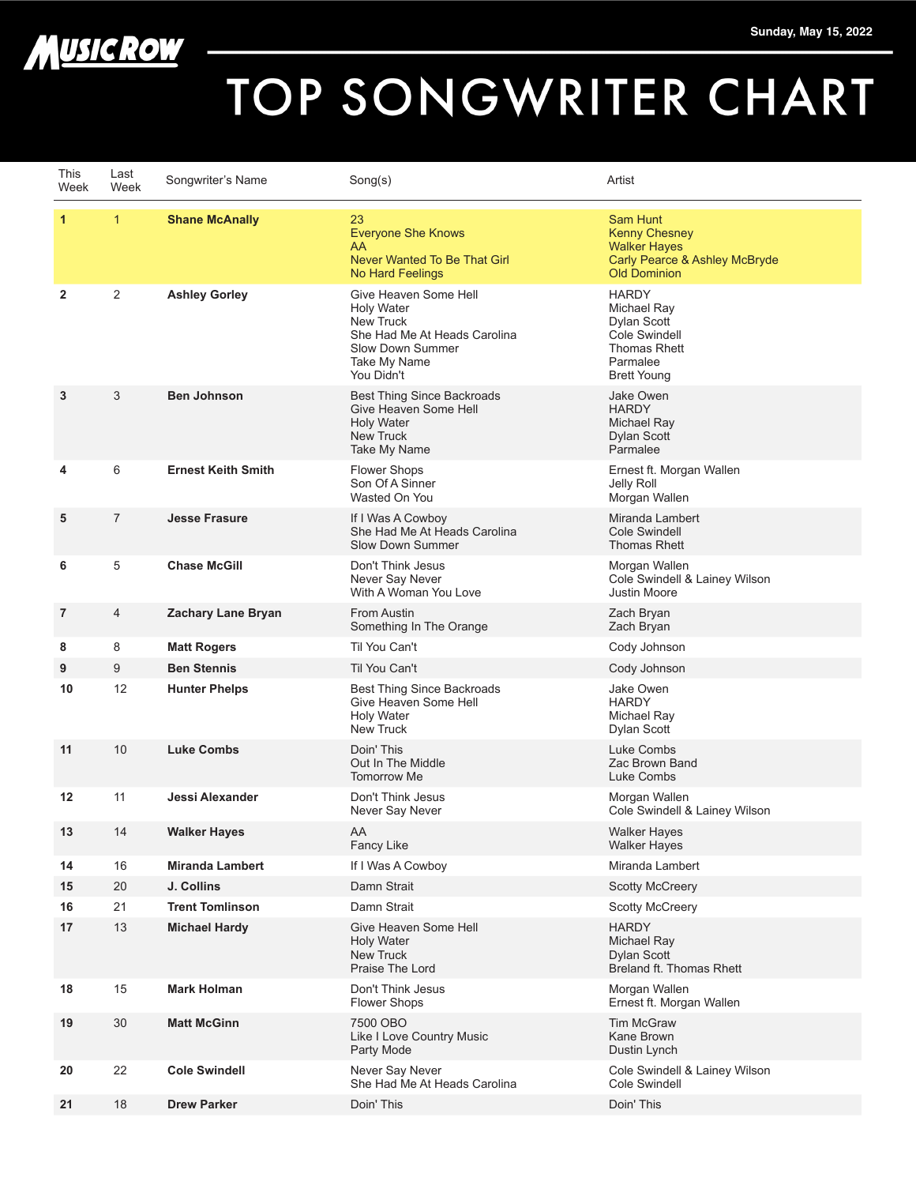MusicRow

Sunday, May 15, 2022

# TOP SONGWRITER CHART

| This Week | Last Week | Songwriter's Name | Song(s) | Artist |
|---|---|---|---|---|
| **1** | 1 | **Shane McAnally** | 23<br>Everyone She Knows<br>AA<br>Never Wanted To Be That Girl<br>No Hard Feelings | Sam Hunt<br>Kenny Chesney<br>Walker Hayes<br>Carly Pearce & Ashley McBryde<br>Old Dominion |
| **2** | 2 | **Ashley Gorley** | Give Heaven Some Hell<br>Holy Water<br>New Truck<br>She Had Me At Heads Carolina<br>Slow Down Summer<br>Take My Name<br>You Didn't | HARDY<br>Michael Ray<br>Dylan Scott<br>Cole Swindell<br>Thomas Rhett<br>Parmalee<br>Brett Young |
| **3** | 3 | **Ben Johnson** | Best Thing Since Backroads<br>Give Heaven Some Hell<br>Holy Water<br>New Truck<br>Take My Name | Jake Owen<br>HARDY<br>Michael Ray<br>Dylan Scott<br>Parmalee |
| **4** | 6 | **Ernest Keith Smith** | Flower Shops<br>Son Of A Sinner<br>Wasted On You | Ernest ft. Morgan Wallen<br>Jelly Roll<br>Morgan Wallen |
| **5** | 7 | **Jesse Frasure** | If I Was A Cowboy<br>She Had Me At Heads Carolina<br>Slow Down Summer | Miranda Lambert<br>Cole Swindell<br>Thomas Rhett |
| **6** | 5 | **Chase McGill** | Don't Think Jesus<br>Never Say Never<br>With A Woman You Love | Morgan Wallen<br>Cole Swindell & Lainey Wilson<br>Justin Moore |
| **7** | 4 | **Zachary Lane Bryan** | From Austin<br>Something In The Orange | Zach Bryan<br>Zach Bryan |
| **8** | 8 | **Matt Rogers** | Til You Can't | Cody Johnson |
| **9** | 9 | **Ben Stennis** | Til You Can't | Cody Johnson |
| **10** | 12 | **Hunter Phelps** | Best Thing Since Backroads<br>Give Heaven Some Hell<br>Holy Water<br>New Truck | Jake Owen<br>HARDY<br>Michael Ray<br>Dylan Scott |
| **11** | 10 | **Luke Combs** | Doin' This<br>Out In The Middle<br>Tomorrow Me | Luke Combs<br>Zac Brown Band<br>Luke Combs |
| **12** | 11 | **Jessi Alexander** | Don't Think Jesus<br>Never Say Never | Morgan Wallen<br>Cole Swindell & Lainey Wilson |
| **13** | 14 | **Walker Hayes** | AA<br>Fancy Like | Walker Hayes<br>Walker Hayes |
| **14** | 16 | **Miranda Lambert** | If I Was A Cowboy | Miranda Lambert |
| **15** | 20 | **J. Collins** | Damn Strait | Scotty McCreery |
| **16** | 21 | **Trent Tomlinson** | Damn Strait | Scotty McCreery |
| **17** | 13 | **Michael Hardy** | Give Heaven Some Hell<br>Holy Water<br>New Truck<br>Praise The Lord | HARDY<br>Michael Ray<br>Dylan Scott<br>Breland ft. Thomas Rhett |
| **18** | 15 | **Mark Holman** | Don't Think Jesus<br>Flower Shops | Morgan Wallen<br>Ernest ft. Morgan Wallen |
| **19** | 30 | **Matt McGinn** | 7500 OBO<br>Like I Love Country Music<br>Party Mode | Tim McGraw<br>Kane Brown<br>Dustin Lynch |
| **20** | 22 | **Cole Swindell** | Never Say Never<br>She Had Me At Heads Carolina | Cole Swindell & Lainey Wilson<br>Cole Swindell |
| **21** | 18 | **Drew Parker** | Doin' This | Doin' This |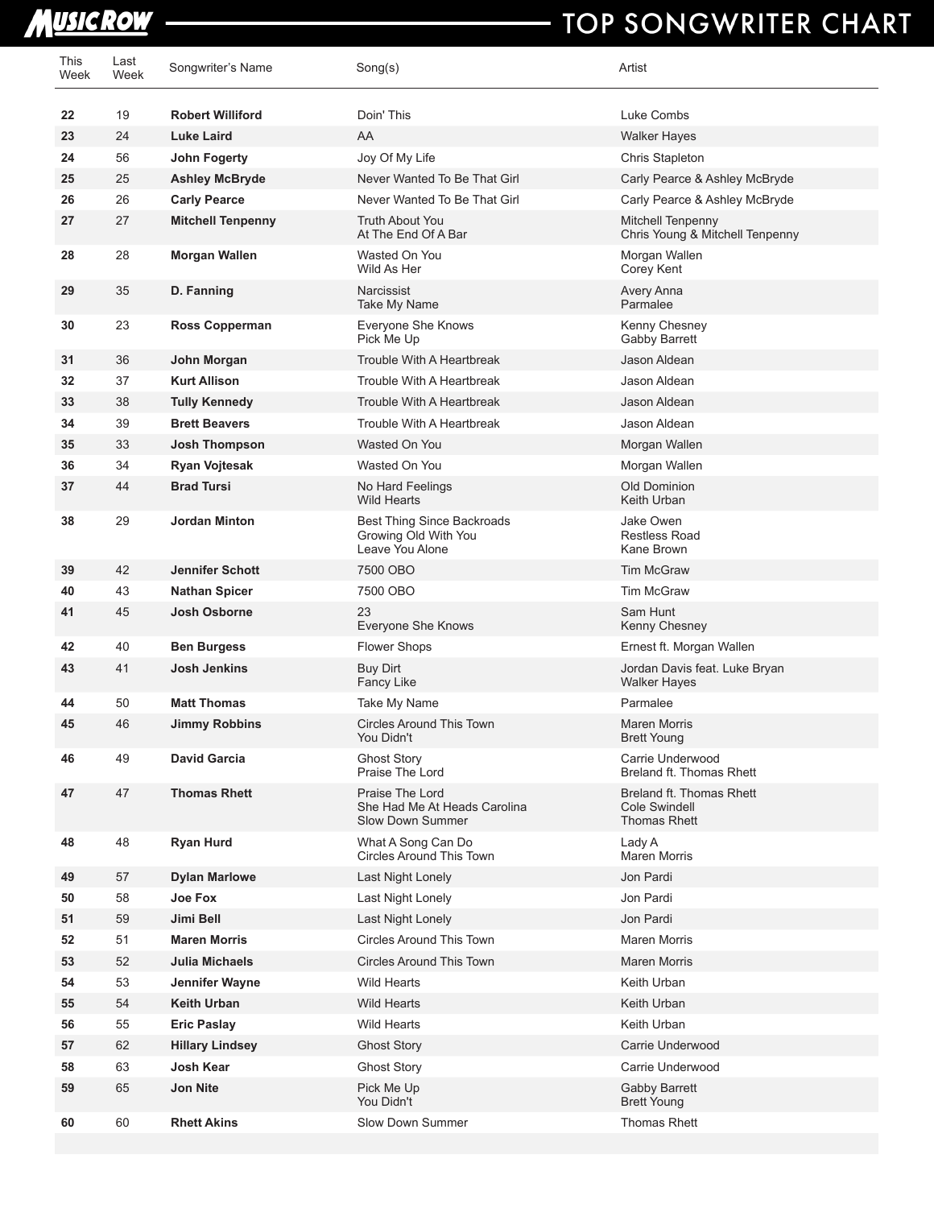# TOP SONGWRITER CHART

| This Week | Last Week | Songwriter's Name | Song(s) | Artist |
|---|---|---|---|---|
| **22** | 19 | **Robert Williford** | Doin' This | Luke Combs |
| **23** | 24 | **Luke Laird** | AA | Walker Hayes |
| **24** | 56 | **John Fogerty** | Joy Of My Life | Chris Stapleton |
| **25** | 25 | **Ashley McBryde** | Never Wanted To Be That Girl | Carly Pearce & Ashley McBryde |
| **26** | 26 | **Carly Pearce** | Never Wanted To Be That Girl | Carly Pearce & Ashley McBryde |
| **27** | 27 | **Mitchell Tenpenny** | Truth About You<br>At The End Of A Bar | Mitchell Tenpenny<br>Chris Young & Mitchell Tenpenny |
| **28** | 28 | **Morgan Wallen** | Wasted On You<br>Wild As Her | Morgan Wallen<br>Corey Kent |
| **29** | 35 | **D. Fanning** | Narcissist<br>Take My Name | Avery Anna<br>Parmalee |
| **30** | 23 | **Ross Copperman** | Everyone She Knows<br>Pick Me Up | Kenny Chesney<br>Gabby Barrett |
| **31** | 36 | **John Morgan** | Trouble With A Heartbreak | Jason Aldean |
| **32** | 37 | **Kurt Allison** | Trouble With A Heartbreak | Jason Aldean |
| **33** | 38 | **Tully Kennedy** | Trouble With A Heartbreak | Jason Aldean |
| **34** | 39 | **Brett Beavers** | Trouble With A Heartbreak | Jason Aldean |
| **35** | 33 | **Josh Thompson** | Wasted On You | Morgan Wallen |
| **36** | 34 | **Ryan Vojtesak** | Wasted On You | Morgan Wallen |
| **37** | 44 | **Brad Tursi** | No Hard Feelings<br>Wild Hearts | Old Dominion<br>Keith Urban |
| **38** | 29 | **Jordan Minton** | Best Thing Since Backroads<br>Growing Old With You<br>Leave You Alone | Jake Owen<br>Restless Road<br>Kane Brown |
| **39** | 42 | **Jennifer Schott** | 7500 OBO | Tim McGraw |
| **40** | 43 | **Nathan Spicer** | 7500 OBO | Tim McGraw |
| **41** | 45 | **Josh Osborne** | 23<br>Everyone She Knows | Sam Hunt<br>Kenny Chesney |
| **42** | 40 | **Ben Burgess** | Flower Shops | Ernest ft. Morgan Wallen |
| **43** | 41 | **Josh Jenkins** | Buy Dirt<br>Fancy Like | Jordan Davis feat. Luke Bryan<br>Walker Hayes |
| **44** | 50 | **Matt Thomas** | Take My Name | Parmalee |
| **45** | 46 | **Jimmy Robbins** | Circles Around This Town<br>You Didn't | Maren Morris<br>Brett Young |
| **46** | 49 | **David Garcia** | Ghost Story<br>Praise The Lord | Carrie Underwood<br>Breland ft. Thomas Rhett |
| **47** | 47 | **Thomas Rhett** | Praise The Lord<br>She Had Me At Heads Carolina<br>Slow Down Summer | Breland ft. Thomas Rhett<br>Cole Swindell<br>Thomas Rhett |
| **48** | 48 | **Ryan Hurd** | What A Song Can Do<br>Circles Around This Town | Lady A<br>Maren Morris |
| **49** | 57 | **Dylan Marlowe** | Last Night Lonely | Jon Pardi |
| **50** | 58 | **Joe Fox** | Last Night Lonely | Jon Pardi |
| **51** | 59 | **Jimi Bell** | Last Night Lonely | Jon Pardi |
| **52** | 51 | **Maren Morris** | Circles Around This Town | Maren Morris |
| **53** | 52 | **Julia Michaels** | Circles Around This Town | Maren Morris |
| **54** | 53 | **Jennifer Wayne** | Wild Hearts | Keith Urban |
| **55** | 54 | **Keith Urban** | Wild Hearts | Keith Urban |
| **56** | 55 | **Eric Paslay** | Wild Hearts | Keith Urban |
| **57** | 62 | **Hillary Lindsey** | Ghost Story | Carrie Underwood |
| **58** | 63 | **Josh Kear** | Ghost Story | Carrie Underwood |
| **59** | 65 | **Jon Nite** | Pick Me Up<br>You Didn't | Gabby Barrett<br>Brett Young |
| **60** | 60 | **Rhett Akins** | Slow Down Summer | Thomas Rhett |